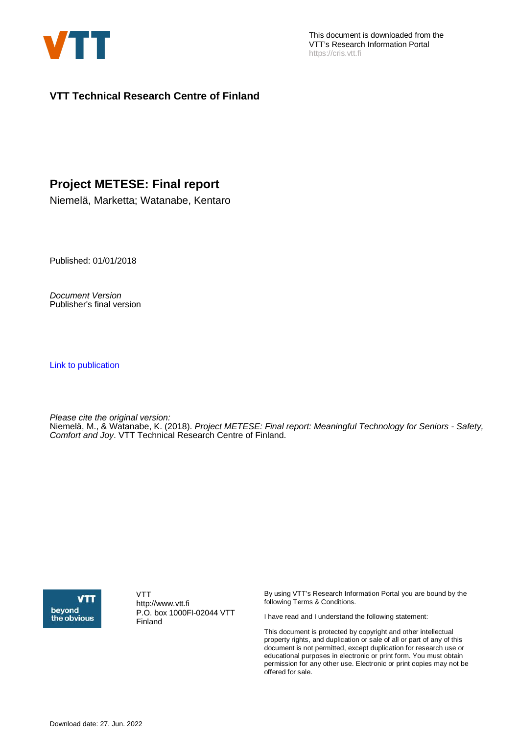This document is downloaded from the VTT's Research Information Portal
https://cris.vtt.fi

**VTT Technical Research Centre of Finland**

# Project METESE: Final report

Niemelä, Marketta; Watanabe, Kentaro

Published: 01/01/2018

*Document Version*
Publisher's final version

[Link to publication](#)

*Please cite the original version:*
Niemelä, M., & Watanabe, K. (2018). *Project METESE: Final report: Meaningful Technology for Seniors - Safety, Comfort and Joy*. VTT Technical Research Centre of Finland.

VTT
http://www.vtt.fi
P.O. box 1000FI-02044 VTT
Finland

By using VTT's Research Information Portal you are bound by the following Terms & Conditions.

I have read and I understand the following statement:

This document is protected by copyright and other intellectual property rights, and duplication or sale of all or part of any of this document is not permitted, except duplication for research use or educational purposes in electronic or print form. You must obtain permission for any other use. Electronic or print copies may not be offered for sale.

Download date: 27. Jun. 2022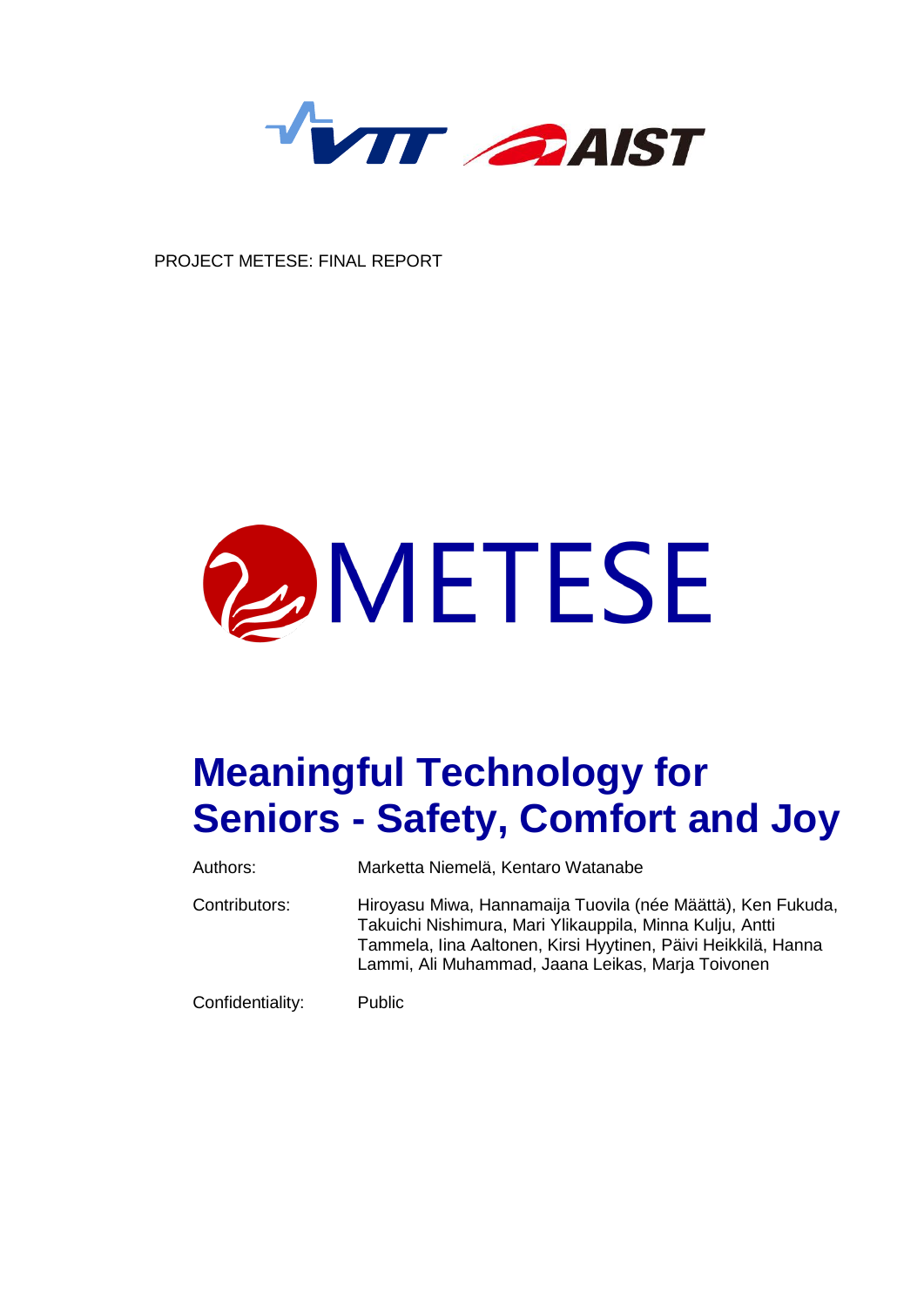PROJECT METESE: FINAL REPORT

METESE

# Meaningful Technology for Seniors - Safety, Comfort and Joy

| | |
|---|---|
| Authors: | Marketta Niemelä, Kentaro Watanabe |
| Contributors: | Hiroyasu Miwa, Hannamaija Tuovila (née Määttä), Ken Fukuda, Takuichi Nishimura, Mari Ylikauppila, Minna Kulju, Antti Tammela, Iina Aaltonen, Kirsi Hyytinen, Päivi Heikkilä, Hanna Lammi, Ali Muhammad, Jaana Leikas, Marja Toivonen |
| Confidentiality: | Public |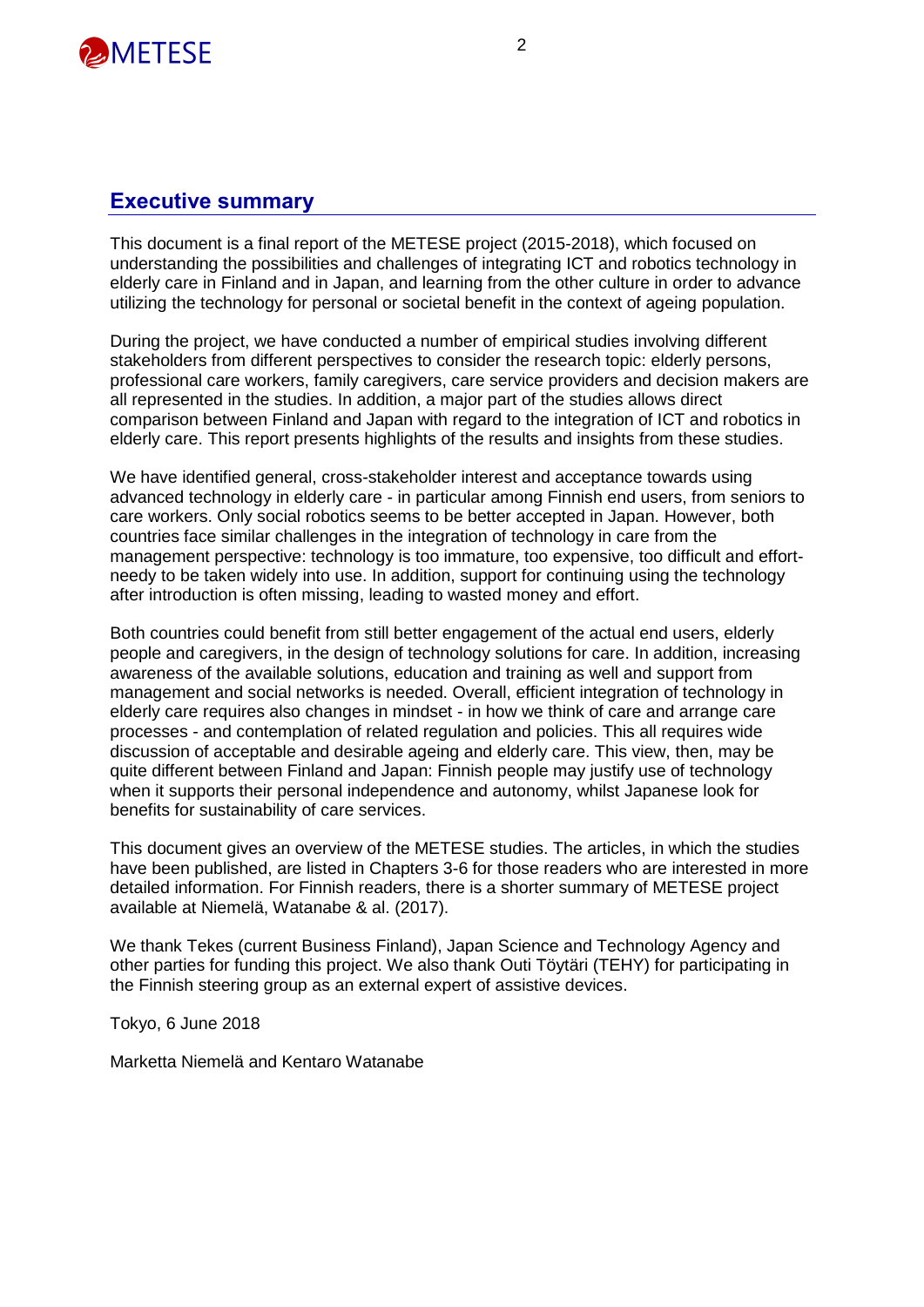## Executive summary

This document is a final report of the METESE project (2015-2018), which focused on understanding the possibilities and challenges of integrating ICT and robotics technology in elderly care in Finland and in Japan, and learning from the other culture in order to advance utilizing the technology for personal or societal benefit in the context of ageing population.

During the project, we have conducted a number of empirical studies involving different stakeholders from different perspectives to consider the research topic: elderly persons, professional care workers, family caregivers, care service providers and decision makers are all represented in the studies. In addition, a major part of the studies allows direct comparison between Finland and Japan with regard to the integration of ICT and robotics in elderly care. This report presents highlights of the results and insights from these studies.

We have identified general, cross-stakeholder interest and acceptance towards using advanced technology in elderly care - in particular among Finnish end users, from seniors to care workers. Only social robotics seems to be better accepted in Japan. However, both countries face similar challenges in the integration of technology in care from the management perspective: technology is too immature, too expensive, too difficult and effort-needy to be taken widely into use. In addition, support for continuing using the technology after introduction is often missing, leading to wasted money and effort.

Both countries could benefit from still better engagement of the actual end users, elderly people and caregivers, in the design of technology solutions for care. In addition, increasing awareness of the available solutions, education and training as well and support from management and social networks is needed. Overall, efficient integration of technology in elderly care requires also changes in mindset - in how we think of care and arrange care processes - and contemplation of related regulation and policies. This all requires wide discussion of acceptable and desirable ageing and elderly care. This view, then, may be quite different between Finland and Japan: Finnish people may justify use of technology when it supports their personal independence and autonomy, whilst Japanese look for benefits for sustainability of care services.

This document gives an overview of the METESE studies. The articles, in which the studies have been published, are listed in Chapters 3-6 for those readers who are interested in more detailed information. For Finnish readers, there is a shorter summary of METESE project available at Niemelä, Watanabe & al. (2017).

We thank Tekes (current Business Finland), Japan Science and Technology Agency and other parties for funding this project. We also thank Outi Töytäri (TEHY) for participating in the Finnish steering group as an external expert of assistive devices.

Tokyo, 6 June 2018

Marketta Niemelä and Kentaro Watanabe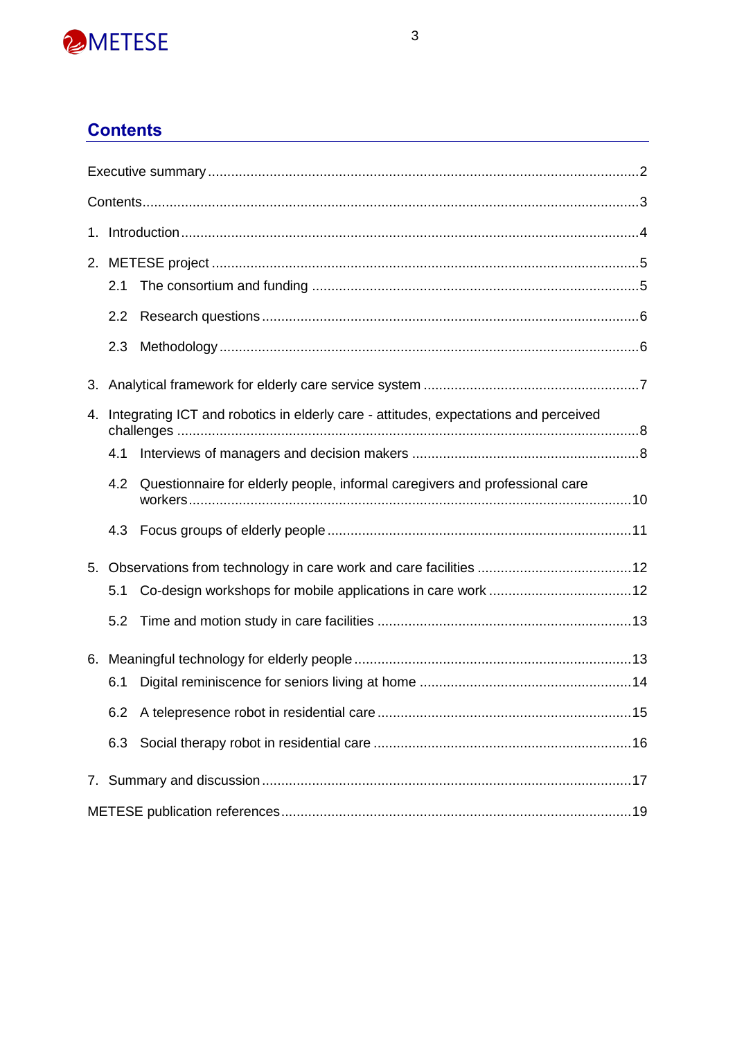## Contents

Executive summary ..... 2

Contents ..... 3

1. Introduction ..... 4

2. METESE project ..... 5
   - 2.1 The consortium and funding ..... 5
   - 2.2 Research questions ..... 6
   - 2.3 Methodology ..... 6

3. Analytical framework for elderly care service system ..... 7

4. Integrating ICT and robotics in elderly care - attitudes, expectations and perceived challenges ..... 8
   - 4.1 Interviews of managers and decision makers ..... 8
   - 4.2 Questionnaire for elderly people, informal caregivers and professional care workers ..... 10
   - 4.3 Focus groups of elderly people ..... 11

5. Observations from technology in care work and care facilities ..... 12
   - 5.1 Co-design workshops for mobile applications in care work ..... 12
   - 5.2 Time and motion study in care facilities ..... 13

6. Meaningful technology for elderly people ..... 13
   - 6.1 Digital reminiscence for seniors living at home ..... 14
   - 6.2 A telepresence robot in residential care ..... 15
   - 6.3 Social therapy robot in residential care ..... 16

7. Summary and discussion ..... 17

METESE publication references ..... 19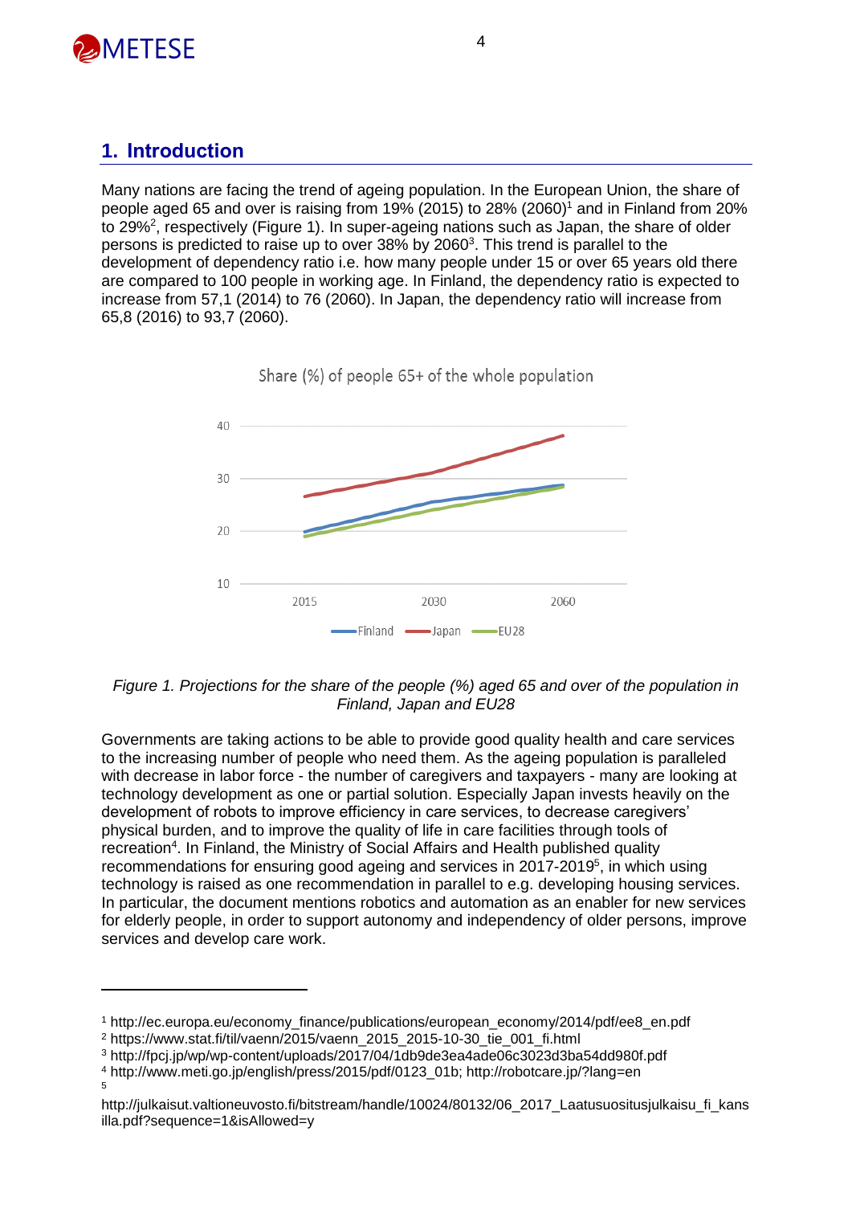## 1. Introduction

Many nations are facing the trend of ageing population. In the European Union, the share of people aged 65 and over is raising from 19% (2015) to 28% (2060)[1] and in Finland from 20% to 29%[2], respectively (Figure 1). In super-ageing nations such as Japan, the share of older persons is predicted to raise up to over 38% by 2060[3]. This trend is parallel to the development of dependency ratio i.e. how many people under 15 or over 65 years old there are compared to 100 people in working age. In Finland, the dependency ratio is expected to increase from 57,1 (2014) to 76 (2060). In Japan, the dependency ratio will increase from 65,8 (2016) to 93,7 (2060).

*Figure 1. Projections for the share of the people (%) aged 65 and over of the population in Finland, Japan and EU28*

Governments are taking actions to be able to provide good quality health and care services to the increasing number of people who need them. As the ageing population is paralleled with decrease in labor force - the number of caregivers and taxpayers - many are looking at technology development as one or partial solution. Especially Japan invests heavily on the development of robots to improve efficiency in care services, to decrease caregivers' physical burden, and to improve the quality of life in care facilities through tools of recreation[4]. In Finland, the Ministry of Social Affairs and Health published quality recommendations for ensuring good ageing and services in 2017-2019[5], in which using technology is raised as one recommendation in parallel to e.g. developing housing services. In particular, the document mentions robotics and automation as an enabler for new services for elderly people, in order to support autonomy and independency of older persons, improve services and develop care work.

---

[1] http://ec.europa.eu/economy_finance/publications/european_economy/2014/pdf/ee8_en.pdf

[2] https://www.stat.fi/til/vaenn/2015/vaenn_2015_2015-10-30_tie_001_fi.html

[3] http://fpcj.jp/wp/wp-content/uploads/2017/04/1db9de3ea4ade06c3023d3ba54dd980f.pdf

[4] http://www.meti.go.jp/english/press/2015/pdf/0123_01b; http://robotcare.jp/?lang=en

[5] http://julkaisut.valtioneuvosto.fi/bitstream/handle/10024/80132/06_2017_Laatusuositusjulkaisu_fi_kansilla.pdf?sequence=1&isAllowed=y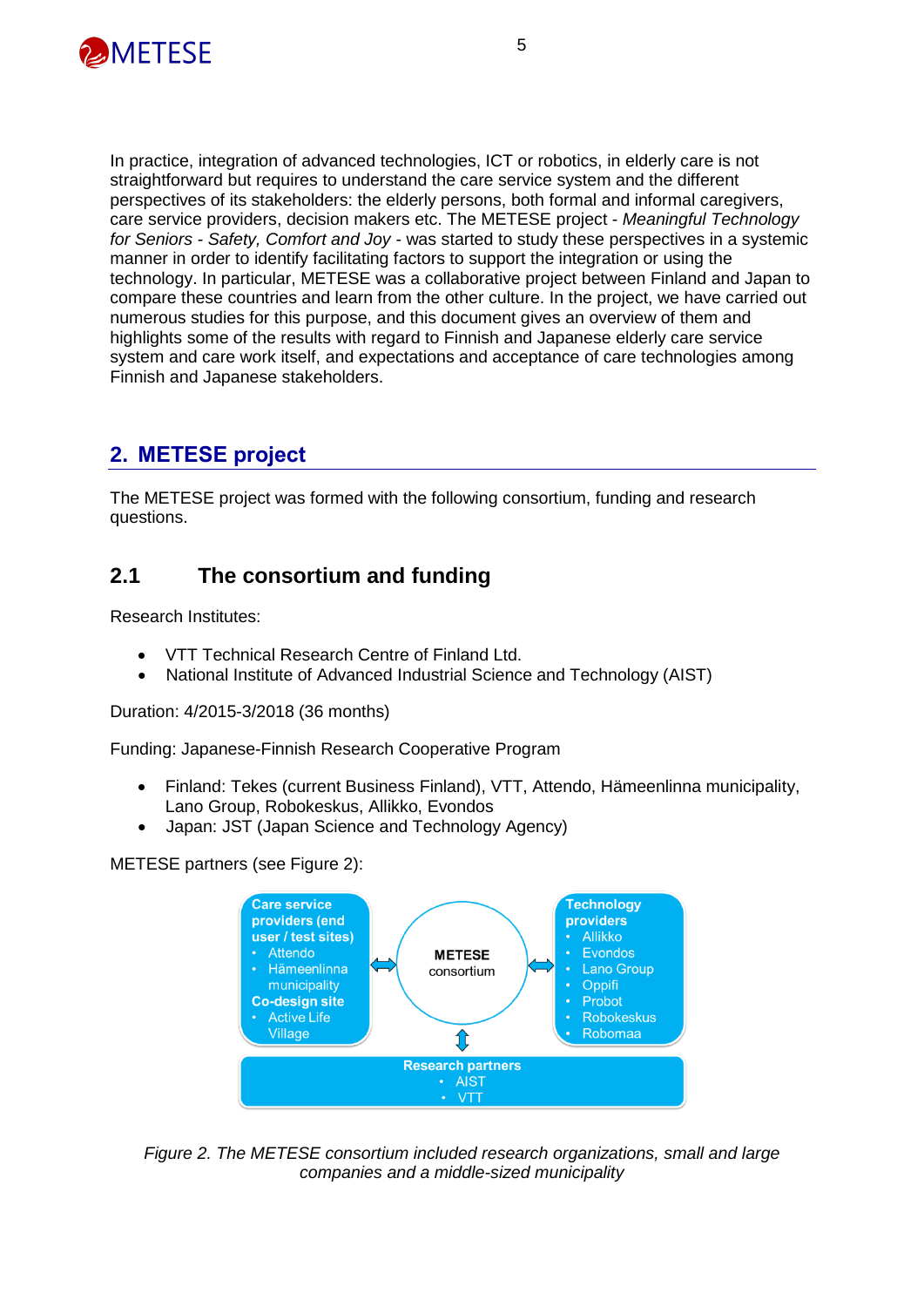In practice, integration of advanced technologies, ICT or robotics, in elderly care is not straightforward but requires to understand the care service system and the different perspectives of its stakeholders: the elderly persons, both formal and informal caregivers, care service providers, decision makers etc. The METESE project - *Meaningful Technology for Seniors - Safety, Comfort and Joy* - was started to study these perspectives in a systemic manner in order to identify facilitating factors to support the integration or using the technology. In particular, METESE was a collaborative project between Finland and Japan to compare these countries and learn from the other culture. In the project, we have carried out numerous studies for this purpose, and this document gives an overview of them and highlights some of the results with regard to Finnish and Japanese elderly care service system and care work itself, and expectations and acceptance of care technologies among Finnish and Japanese stakeholders.

## 2. METESE project

The METESE project was formed with the following consortium, funding and research questions.

### 2.1 The consortium and funding

Research Institutes:

- VTT Technical Research Centre of Finland Ltd.
- National Institute of Advanced Industrial Science and Technology (AIST)

Duration: 4/2015-3/2018 (36 months)

Funding: Japanese-Finnish Research Cooperative Program

- Finland: Tekes (current Business Finland), VTT, Attendo, Hämeenlinna municipality, Lano Group, Robokeskus, Allikko, Evondos
- Japan: JST (Japan Science and Technology Agency)

METESE partners (see Figure 2):

**Care service providers (end user / test sites)**
- Attendo
- Hämeenlinna municipality

**Co-design site**
- Active Life Village

**METESE consortium**

**Technology providers**
- Allikko
- Evondos
- Lano Group
- Oppifi
- Probot
- Robokeskus
- Robomaa

**Research partners**
- AIST
- VTT

*Figure 2. The METESE consortium included research organizations, small and large companies and a middle-sized municipality*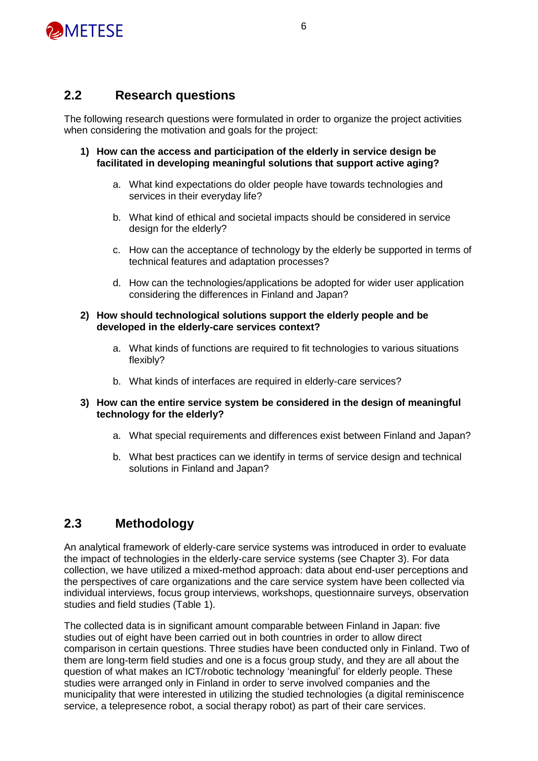## 2.2 Research questions

The following research questions were formulated in order to organize the project activities when considering the motivation and goals for the project:

1) **How can the access and participation of the elderly in service design be facilitated in developing meaningful solutions that support active aging?**

   a. What kind expectations do older people have towards technologies and services in their everyday life?

   b. What kind of ethical and societal impacts should be considered in service design for the elderly?

   c. How can the acceptance of technology by the elderly be supported in terms of technical features and adaptation processes?

   d. How can the technologies/applications be adopted for wider user application considering the differences in Finland and Japan?

2) **How should technological solutions support the elderly people and be developed in the elderly-care services context?**

   a. What kinds of functions are required to fit technologies to various situations flexibly?

   b. What kinds of interfaces are required in elderly-care services?

3) **How can the entire service system be considered in the design of meaningful technology for the elderly?**

   a. What special requirements and differences exist between Finland and Japan?

   b. What best practices can we identify in terms of service design and technical solutions in Finland and Japan?

## 2.3 Methodology

An analytical framework of elderly-care service systems was introduced in order to evaluate the impact of technologies in the elderly-care service systems (see Chapter 3). For data collection, we have utilized a mixed-method approach: data about end-user perceptions and the perspectives of care organizations and the care service system have been collected via individual interviews, focus group interviews, workshops, questionnaire surveys, observation studies and field studies (Table 1).

The collected data is in significant amount comparable between Finland in Japan: five studies out of eight have been carried out in both countries in order to allow direct comparison in certain questions. Three studies have been conducted only in Finland. Two of them are long-term field studies and one is a focus group study, and they are all about the question of what makes an ICT/robotic technology 'meaningful' for elderly people. These studies were arranged only in Finland in order to serve involved companies and the municipality that were interested in utilizing the studied technologies (a digital reminiscence service, a telepresence robot, a social therapy robot) as part of their care services.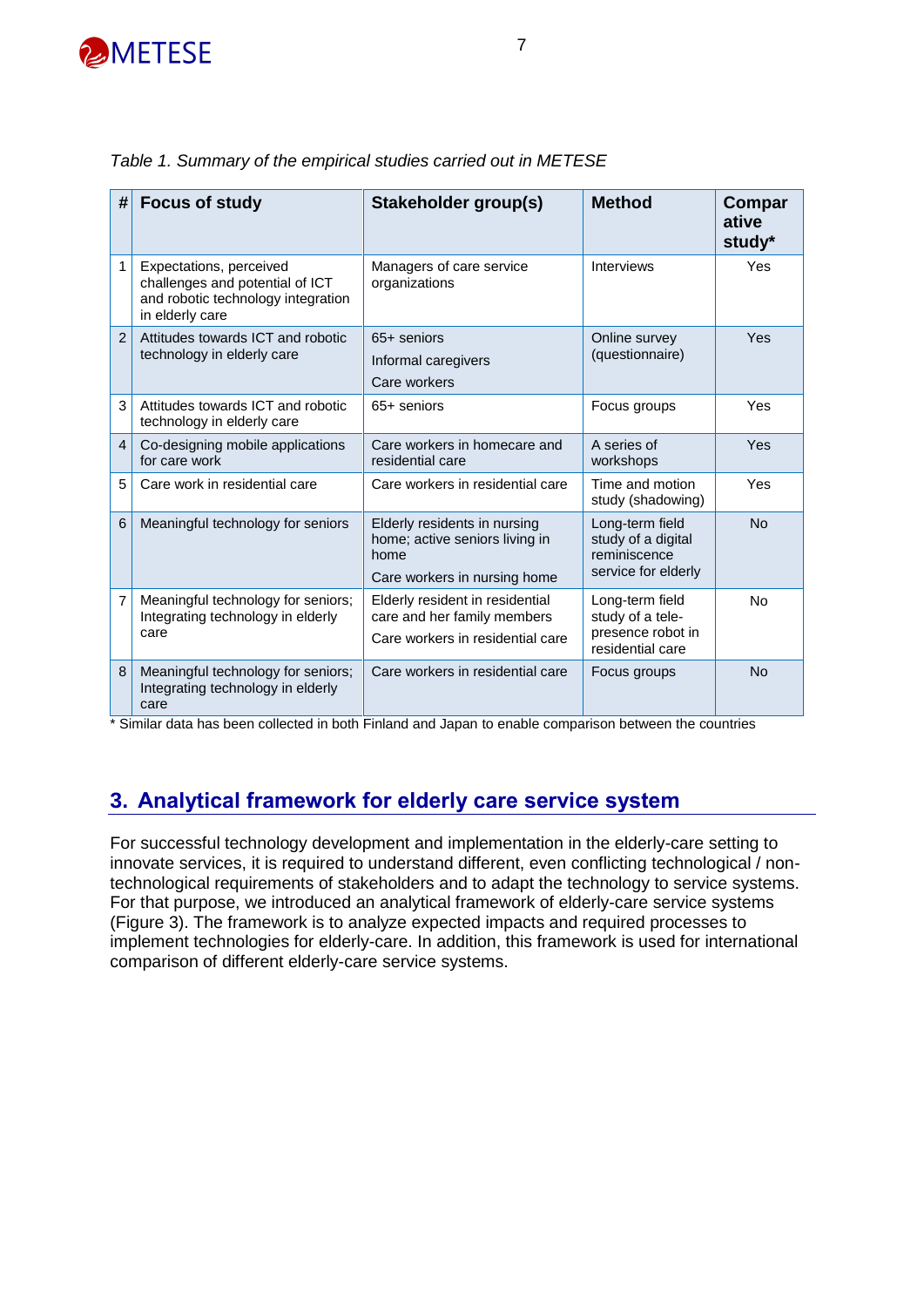*Table 1. Summary of the empirical studies carried out in METESE*

| # | Focus of study | Stakeholder group(s) | Method | Comparative study* |
|---|---|---|---|---|
| 1 | Expectations, perceived challenges and potential of ICT and robotic technology integration in elderly care | Managers of care service organizations | Interviews | Yes |
| 2 | Attitudes towards ICT and robotic technology in elderly care | 65+ seniors<br>Informal caregivers<br>Care workers | Online survey (questionnaire) | Yes |
| 3 | Attitudes towards ICT and robotic technology in elderly care | 65+ seniors | Focus groups | Yes |
| 4 | Co-designing mobile applications for care work | Care workers in homecare and residential care | A series of workshops | Yes |
| 5 | Care work in residential care | Care workers in residential care | Time and motion study (shadowing) | Yes |
| 6 | Meaningful technology for seniors | Elderly residents in nursing home; active seniors living in home<br>Care workers in nursing home | Long-term field study of a digital reminiscence service for elderly | No |
| 7 | Meaningful technology for seniors; Integrating technology in elderly care | Elderly resident in residential care and her family members<br>Care workers in residential care | Long-term field study of a tele-presence robot in residential care | No |
| 8 | Meaningful technology for seniors; Integrating technology in elderly care | Care workers in residential care | Focus groups | No |

* Similar data has been collected in both Finland and Japan to enable comparison between the countries

## 3. Analytical framework for elderly care service system

For successful technology development and implementation in the elderly-care setting to innovate services, it is required to understand different, even conflicting technological / non-technological requirements of stakeholders and to adapt the technology to service systems. For that purpose, we introduced an analytical framework of elderly-care service systems (Figure 3). The framework is to analyze expected impacts and required processes to implement technologies for elderly-care. In addition, this framework is used for international comparison of different elderly-care service systems.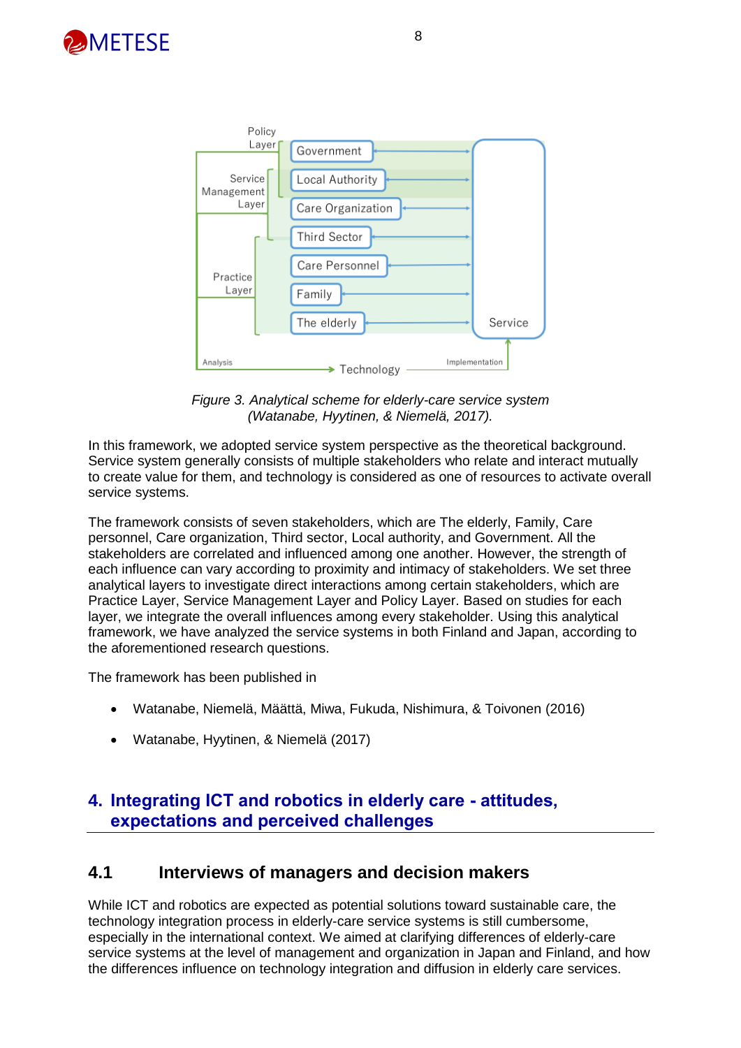*Figure 3. Analytical scheme for elderly-care service system (Watanabe, Hyytinen, & Niemelä, 2017).*

In this framework, we adopted service system perspective as the theoretical background. Service system generally consists of multiple stakeholders who relate and interact mutually to create value for them, and technology is considered as one of resources to activate overall service systems.

The framework consists of seven stakeholders, which are The elderly, Family, Care personnel, Care organization, Third sector, Local authority, and Government. All the stakeholders are correlated and influenced among one another. However, the strength of each influence can vary according to proximity and intimacy of stakeholders. We set three analytical layers to investigate direct interactions among certain stakeholders, which are Practice Layer, Service Management Layer and Policy Layer. Based on studies for each layer, we integrate the overall influences among every stakeholder. Using this analytical framework, we have analyzed the service systems in both Finland and Japan, according to the aforementioned research questions.

The framework has been published in

- Watanabe, Niemelä, Määttä, Miwa, Fukuda, Nishimura, & Toivonen (2016)
- Watanabe, Hyytinen, & Niemelä (2017)

# 4. Integrating ICT and robotics in elderly care - attitudes, expectations and perceived challenges

## 4.1 Interviews of managers and decision makers

While ICT and robotics are expected as potential solutions toward sustainable care, the technology integration process in elderly-care service systems is still cumbersome, especially in the international context. We aimed at clarifying differences of elderly-care service systems at the level of management and organization in Japan and Finland, and how the differences influence on technology integration and diffusion in elderly care services.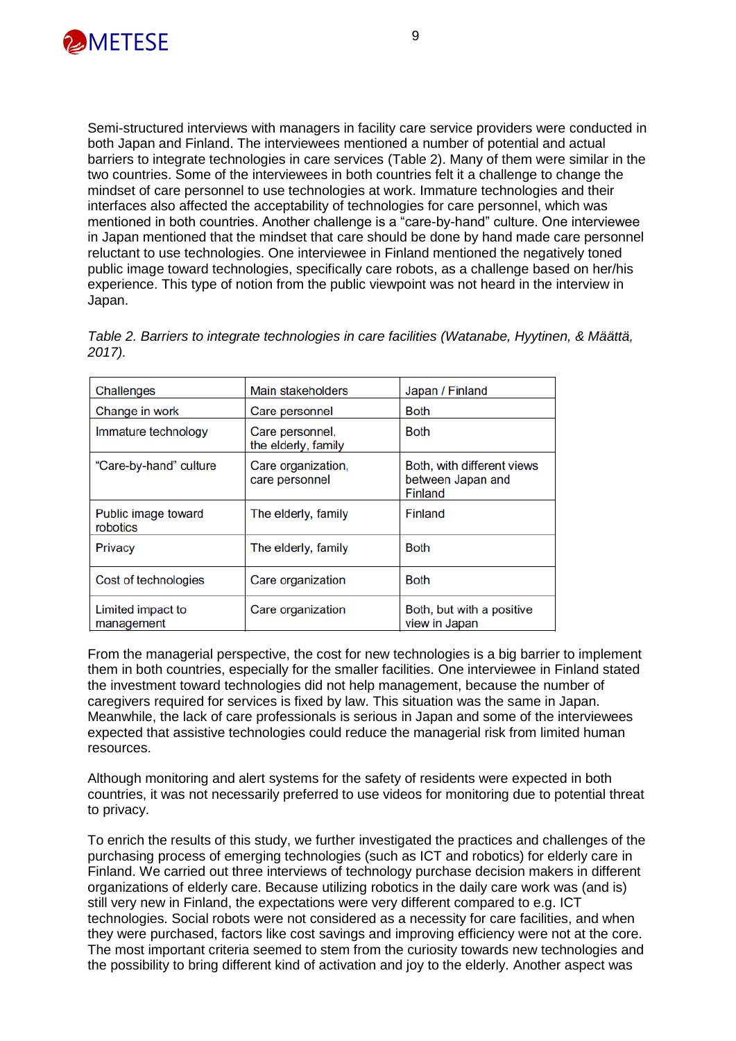Semi-structured interviews with managers in facility care service providers were conducted in both Japan and Finland. The interviewees mentioned a number of potential and actual barriers to integrate technologies in care services (Table 2). Many of them were similar in the two countries. Some of the interviewees in both countries felt it a challenge to change the mindset of care personnel to use technologies at work. Immature technologies and their interfaces also affected the acceptability of technologies for care personnel, which was mentioned in both countries. Another challenge is a "care-by-hand" culture. One interviewee in Japan mentioned that the mindset that care should be done by hand made care personnel reluctant to use technologies. One interviewee in Finland mentioned the negatively toned public image toward technologies, specifically care robots, as a challenge based on her/his experience. This type of notion from the public viewpoint was not heard in the interview in Japan.

*Table 2. Barriers to integrate technologies in care facilities (Watanabe, Hyytinen, & Määttä, 2017).*

| Challenges | Main stakeholders | Japan / Finland |
|---|---|---|
| Change in work | Care personnel | Both |
| Immature technology | Care personnel, the elderly, family | Both |
| "Care-by-hand" culture | Care organization, care personnel | Both, with different views between Japan and Finland |
| Public image toward robotics | The elderly, family | Finland |
| Privacy | The elderly, family | Both |
| Cost of technologies | Care organization | Both |
| Limited impact to management | Care organization | Both, but with a positive view in Japan |

From the managerial perspective, the cost for new technologies is a big barrier to implement them in both countries, especially for the smaller facilities. One interviewee in Finland stated the investment toward technologies did not help management, because the number of caregivers required for services is fixed by law. This situation was the same in Japan. Meanwhile, the lack of care professionals is serious in Japan and some of the interviewees expected that assistive technologies could reduce the managerial risk from limited human resources.

Although monitoring and alert systems for the safety of residents were expected in both countries, it was not necessarily preferred to use videos for monitoring due to potential threat to privacy.

To enrich the results of this study, we further investigated the practices and challenges of the purchasing process of emerging technologies (such as ICT and robotics) for elderly care in Finland. We carried out three interviews of technology purchase decision makers in different organizations of elderly care. Because utilizing robotics in the daily care work was (and is) still very new in Finland, the expectations were very different compared to e.g. ICT technologies. Social robots were not considered as a necessity for care facilities, and when they were purchased, factors like cost savings and improving efficiency were not at the core. The most important criteria seemed to stem from the curiosity towards new technologies and the possibility to bring different kind of activation and joy to the elderly. Another aspect was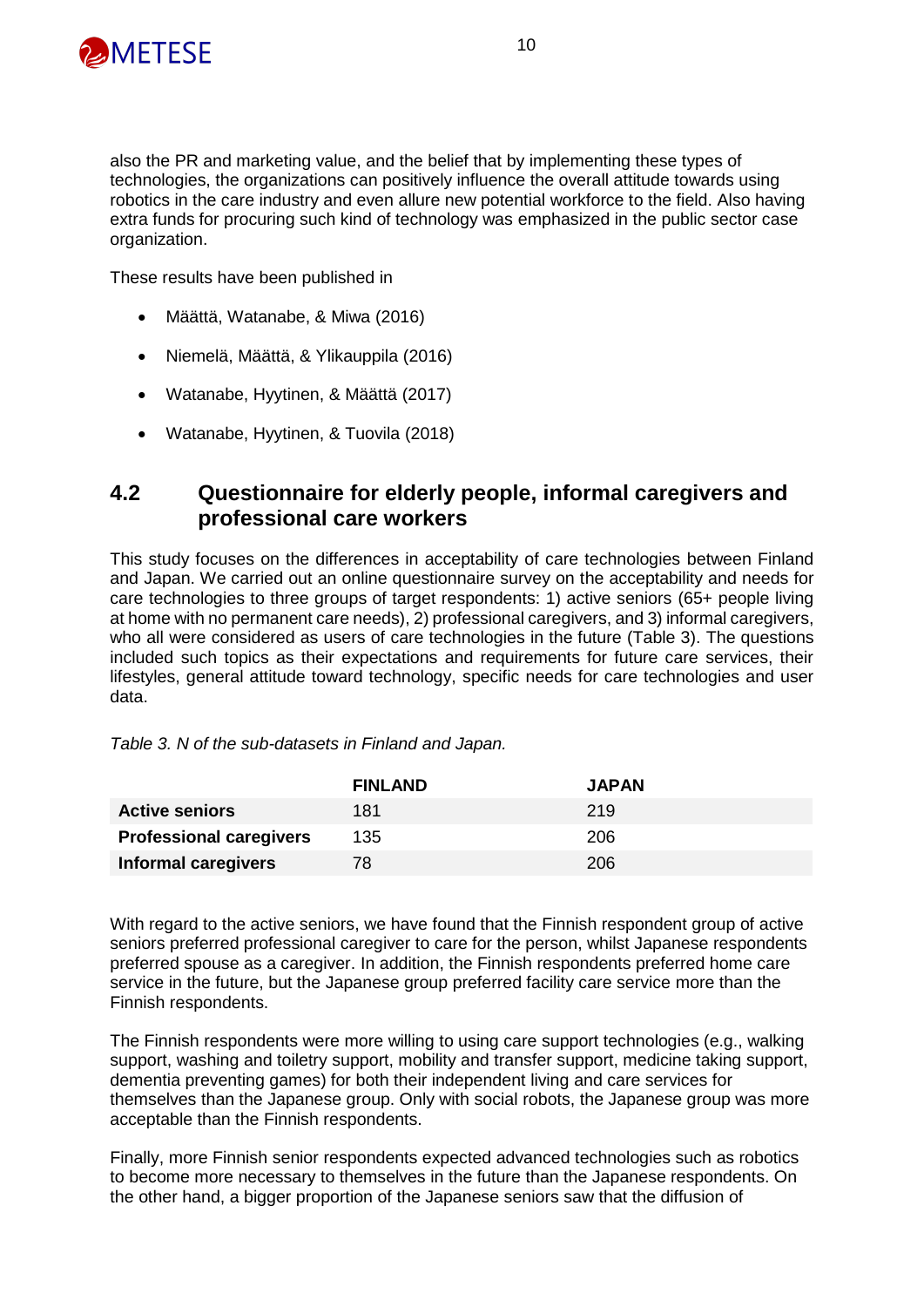also the PR and marketing value, and the belief that by implementing these types of technologies, the organizations can positively influence the overall attitude towards using robotics in the care industry and even allure new potential workforce to the field. Also having extra funds for procuring such kind of technology was emphasized in the public sector case organization.

These results have been published in

- Määttä, Watanabe, & Miwa (2016)
- Niemelä, Määttä, & Ylikauppila (2016)
- Watanabe, Hyytinen, & Määttä (2017)
- Watanabe, Hyytinen, & Tuovila (2018)

## 4.2 Questionnaire for elderly people, informal caregivers and professional care workers

This study focuses on the differences in acceptability of care technologies between Finland and Japan. We carried out an online questionnaire survey on the acceptability and needs for care technologies to three groups of target respondents: 1) active seniors (65+ people living at home with no permanent care needs), 2) professional caregivers, and 3) informal caregivers, who all were considered as users of care technologies in the future (Table 3). The questions included such topics as their expectations and requirements for future care services, their lifestyles, general attitude toward technology, specific needs for care technologies and user data.

*Table 3. N of the sub-datasets in Finland and Japan.*

| | FINLAND | JAPAN |
|---|---|---|
| **Active seniors** | 181 | 219 |
| **Professional caregivers** | 135 | 206 |
| **Informal caregivers** | 78 | 206 |

With regard to the active seniors, we have found that the Finnish respondent group of active seniors preferred professional caregiver to care for the person, whilst Japanese respondents preferred spouse as a caregiver. In addition, the Finnish respondents preferred home care service in the future, but the Japanese group preferred facility care service more than the Finnish respondents.

The Finnish respondents were more willing to using care support technologies (e.g., walking support, washing and toiletry support, mobility and transfer support, medicine taking support, dementia preventing games) for both their independent living and care services for themselves than the Japanese group. Only with social robots, the Japanese group was more acceptable than the Finnish respondents.

Finally, more Finnish senior respondents expected advanced technologies such as robotics to become more necessary to themselves in the future than the Japanese respondents. On the other hand, a bigger proportion of the Japanese seniors saw that the diffusion of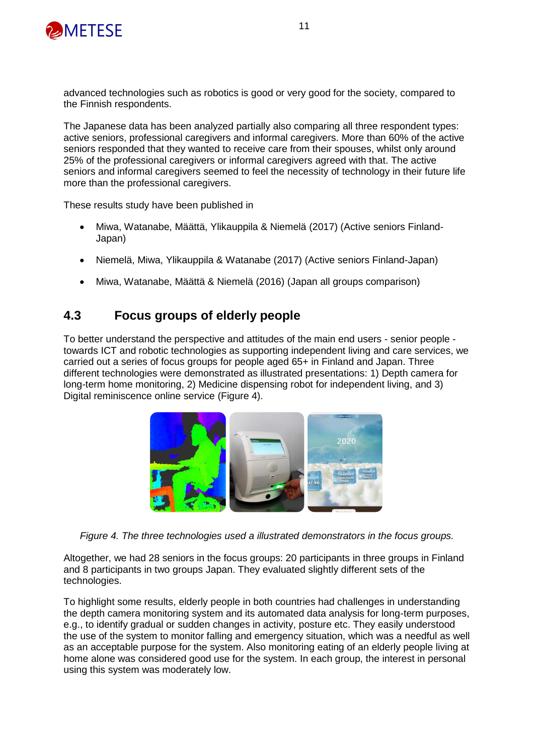advanced technologies such as robotics is good or very good for the society, compared to the Finnish respondents.

The Japanese data has been analyzed partially also comparing all three respondent types: active seniors, professional caregivers and informal caregivers. More than 60% of the active seniors responded that they wanted to receive care from their spouses, whilst only around 25% of the professional caregivers or informal caregivers agreed with that. The active seniors and informal caregivers seemed to feel the necessity of technology in their future life more than the professional caregivers.

These results study have been published in

- Miwa, Watanabe, Määttä, Ylikauppila & Niemelä (2017) (Active seniors Finland-Japan)
- Niemelä, Miwa, Ylikauppila & Watanabe (2017) (Active seniors Finland-Japan)
- Miwa, Watanabe, Määttä & Niemelä (2016) (Japan all groups comparison)

## 4.3 Focus groups of elderly people

To better understand the perspective and attitudes of the main end users - senior people - towards ICT and robotic technologies as supporting independent living and care services, we carried out a series of focus groups for people aged 65+ in Finland and Japan. Three different technologies were demonstrated as illustrated presentations: 1) Depth camera for long-term home monitoring, 2) Medicine dispensing robot for independent living, and 3) Digital reminiscence online service (Figure 4).

*Figure 4. The three technologies used a illustrated demonstrators in the focus groups.*

Altogether, we had 28 seniors in the focus groups: 20 participants in three groups in Finland and 8 participants in two groups Japan. They evaluated slightly different sets of the technologies.

To highlight some results, elderly people in both countries had challenges in understanding the depth camera monitoring system and its automated data analysis for long-term purposes, e.g., to identify gradual or sudden changes in activity, posture etc. They easily understood the use of the system to monitor falling and emergency situation, which was a needful as well as an acceptable purpose for the system. Also monitoring eating of an elderly people living at home alone was considered good use for the system. In each group, the interest in personal using this system was moderately low.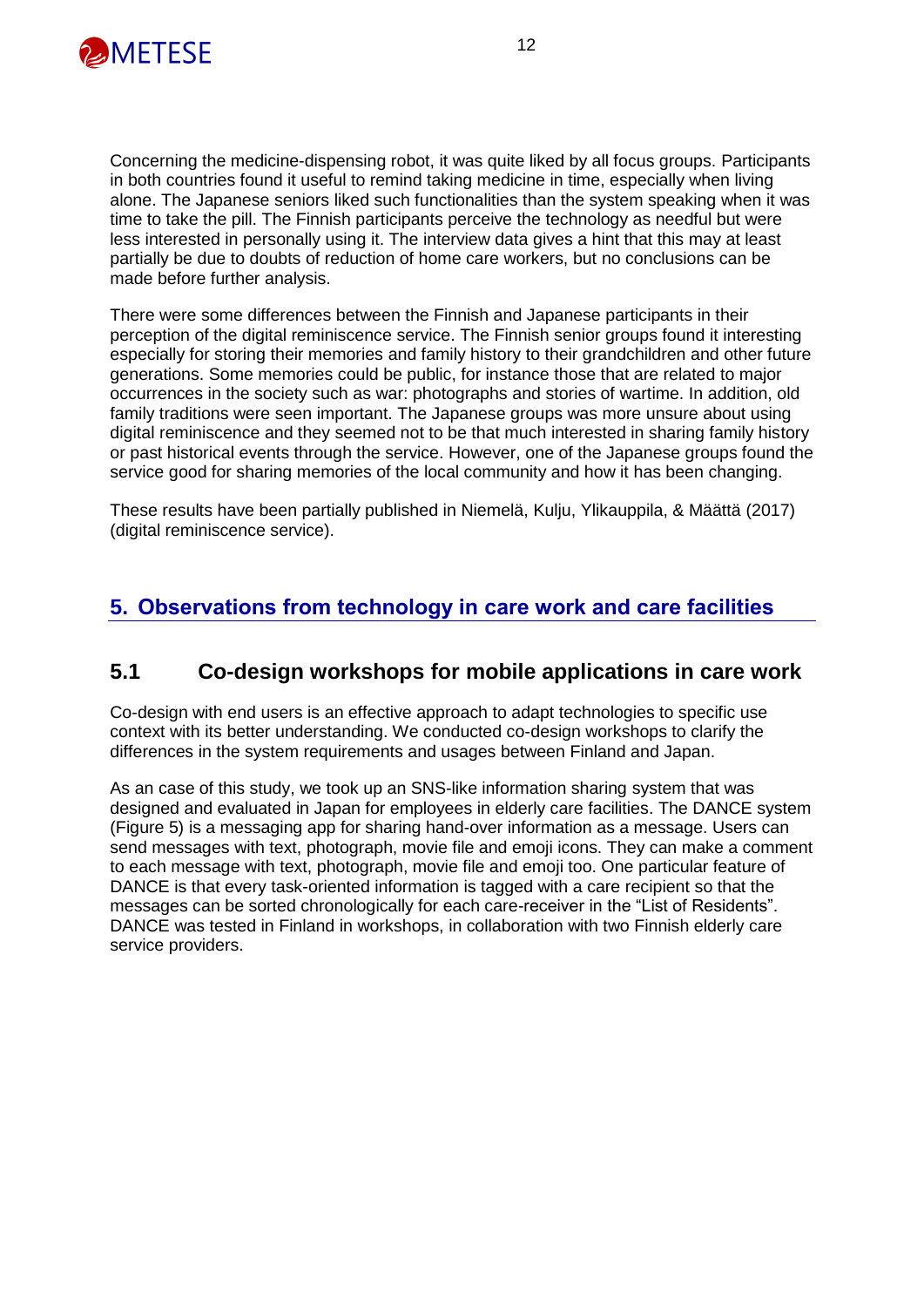Concerning the medicine-dispensing robot, it was quite liked by all focus groups. Participants in both countries found it useful to remind taking medicine in time, especially when living alone. The Japanese seniors liked such functionalities than the system speaking when it was time to take the pill. The Finnish participants perceive the technology as needful but were less interested in personally using it. The interview data gives a hint that this may at least partially be due to doubts of reduction of home care workers, but no conclusions can be made before further analysis.

There were some differences between the Finnish and Japanese participants in their perception of the digital reminiscence service. The Finnish senior groups found it interesting especially for storing their memories and family history to their grandchildren and other future generations. Some memories could be public, for instance those that are related to major occurrences in the society such as war: photographs and stories of wartime. In addition, old family traditions were seen important. The Japanese groups was more unsure about using digital reminiscence and they seemed not to be that much interested in sharing family history or past historical events through the service. However, one of the Japanese groups found the service good for sharing memories of the local community and how it has been changing.

These results have been partially published in Niemelä, Kulju, Ylikauppila, & Määttä (2017) (digital reminiscence service).

# 5. Observations from technology in care work and care facilities

## 5.1 Co-design workshops for mobile applications in care work

Co-design with end users is an effective approach to adapt technologies to specific use context with its better understanding. We conducted co-design workshops to clarify the differences in the system requirements and usages between Finland and Japan.

As an case of this study, we took up an SNS-like information sharing system that was designed and evaluated in Japan for employees in elderly care facilities. The DANCE system (Figure 5) is a messaging app for sharing hand-over information as a message. Users can send messages with text, photograph, movie file and emoji icons. They can make a comment to each message with text, photograph, movie file and emoji too. One particular feature of DANCE is that every task-oriented information is tagged with a care recipient so that the messages can be sorted chronologically for each care-receiver in the "List of Residents". DANCE was tested in Finland in workshops, in collaboration with two Finnish elderly care service providers.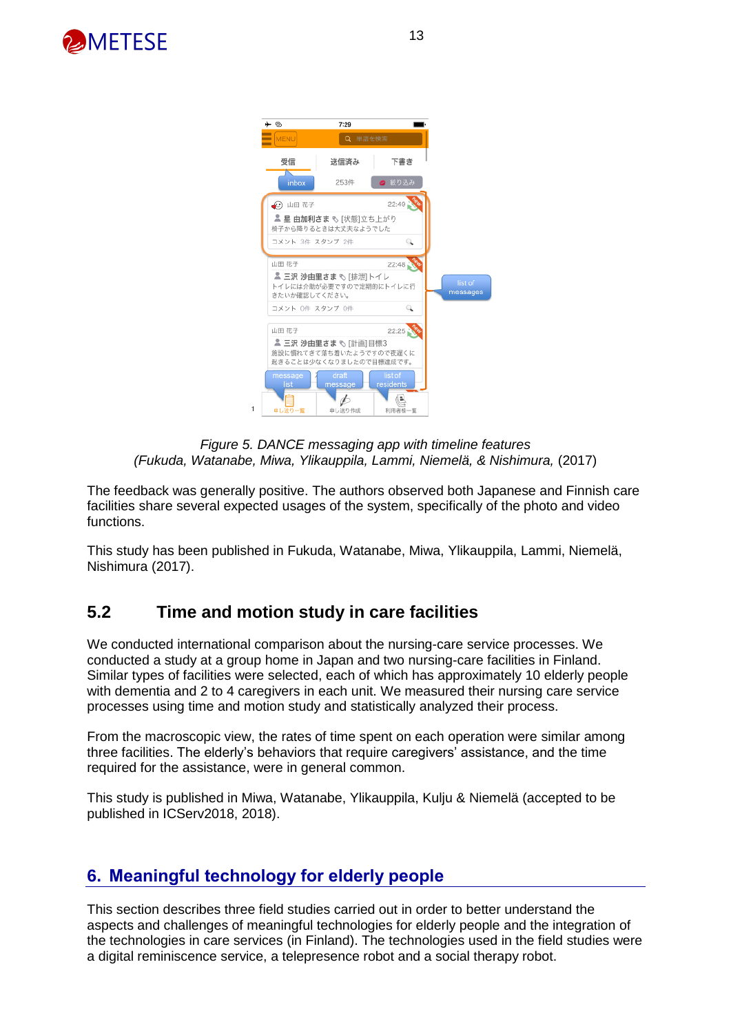*Figure 5. DANCE messaging app with timeline features*
*(Fukuda, Watanabe, Miwa, Ylikauppila, Lammi, Niemelä, & Nishimura,* (2017)

The feedback was generally positive. The authors observed both Japanese and Finnish care facilities share several expected usages of the system, specifically of the photo and video functions.

This study has been published in Fukuda, Watanabe, Miwa, Ylikauppila, Lammi, Niemelä, Nishimura (2017).

## 5.2 Time and motion study in care facilities

We conducted international comparison about the nursing-care service processes. We conducted a study at a group home in Japan and two nursing-care facilities in Finland. Similar types of facilities were selected, each of which has approximately 10 elderly people with dementia and 2 to 4 caregivers in each unit. We measured their nursing care service processes using time and motion study and statistically analyzed their process.

From the macroscopic view, the rates of time spent on each operation were similar among three facilities. The elderly's behaviors that require caregivers' assistance, and the time required for the assistance, were in general common.

This study is published in Miwa, Watanabe, Ylikauppila, Kulju & Niemelä (accepted to be published in ICServ2018, 2018).

# 6. Meaningful technology for elderly people

This section describes three field studies carried out in order to better understand the aspects and challenges of meaningful technologies for elderly people and the integration of the technologies in care services (in Finland). The technologies used in the field studies were a digital reminiscence service, a telepresence robot and a social therapy robot.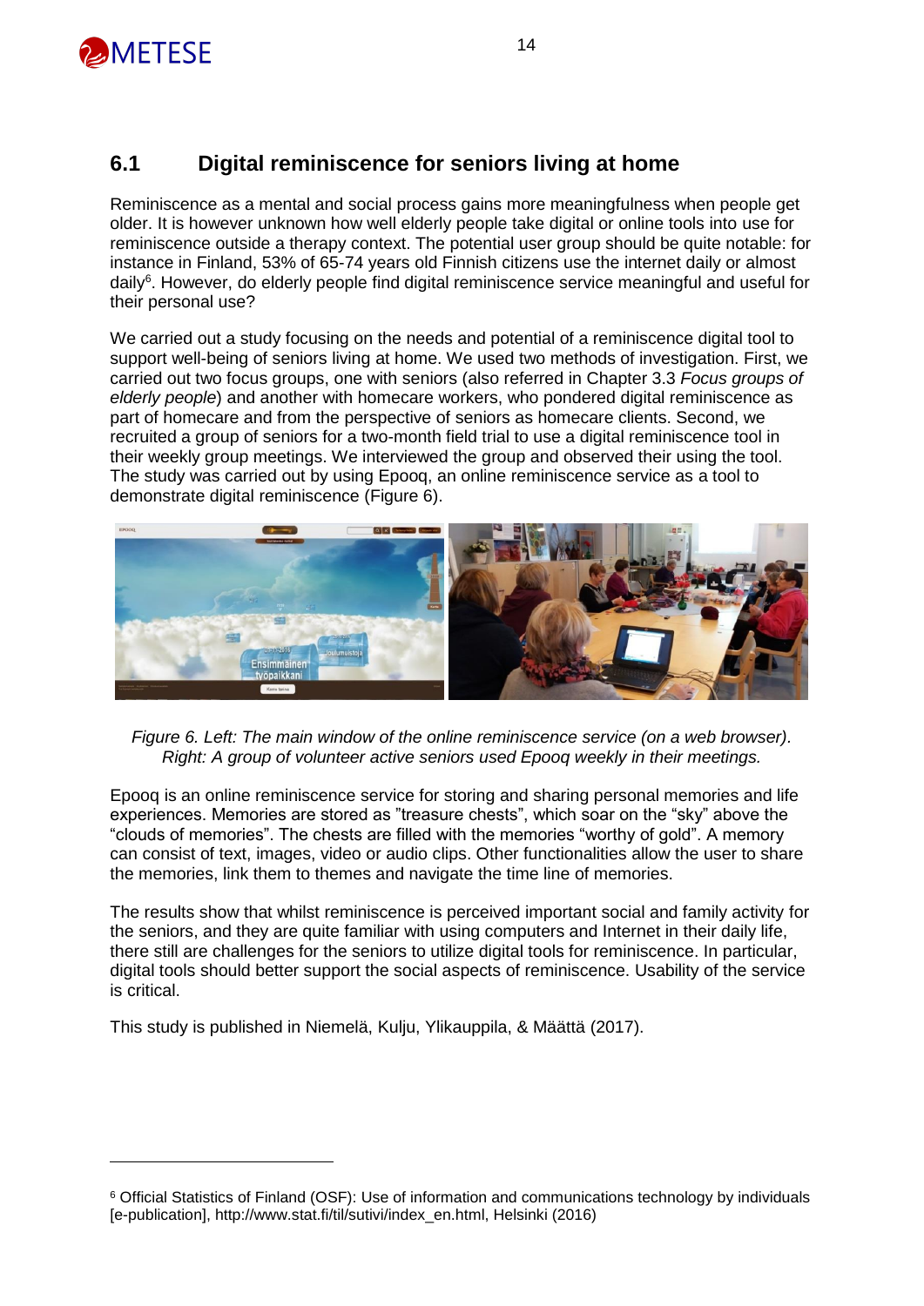## 6.1 Digital reminiscence for seniors living at home

Reminiscence as a mental and social process gains more meaningfulness when people get older. It is however unknown how well elderly people take digital or online tools into use for reminiscence outside a therapy context. The potential user group should be quite notable: for instance in Finland, 53% of 65-74 years old Finnish citizens use the internet daily or almost daily[6]. However, do elderly people find digital reminiscence service meaningful and useful for their personal use?

We carried out a study focusing on the needs and potential of a reminiscence digital tool to support well-being of seniors living at home. We used two methods of investigation. First, we carried out two focus groups, one with seniors (also referred in Chapter 3.3 *Focus groups of elderly people*) and another with homecare workers, who pondered digital reminiscence as part of homecare and from the perspective of seniors as homecare clients. Second, we recruited a group of seniors for a two-month field trial to use a digital reminiscence tool in their weekly group meetings. We interviewed the group and observed their using the tool. The study was carried out by using Epooq, an online reminiscence service as a tool to demonstrate digital reminiscence (Figure 6).

*Figure 6. Left: The main window of the online reminiscence service (on a web browser). Right: A group of volunteer active seniors used Epooq weekly in their meetings.*

Epooq is an online reminiscence service for storing and sharing personal memories and life experiences. Memories are stored as "treasure chests", which soar on the "sky" above the "clouds of memories". The chests are filled with the memories "worthy of gold". A memory can consist of text, images, video or audio clips. Other functionalities allow the user to share the memories, link them to themes and navigate the time line of memories.

The results show that whilst reminiscence is perceived important social and family activity for the seniors, and they are quite familiar with using computers and Internet in their daily life, there still are challenges for the seniors to utilize digital tools for reminiscence. In particular, digital tools should better support the social aspects of reminiscence. Usability of the service is critical.

This study is published in Niemelä, Kulju, Ylikauppila, & Määttä (2017).

---

[6] Official Statistics of Finland (OSF): Use of information and communications technology by individuals [e-publication], http://www.stat.fi/til/sutivi/index_en.html, Helsinki (2016)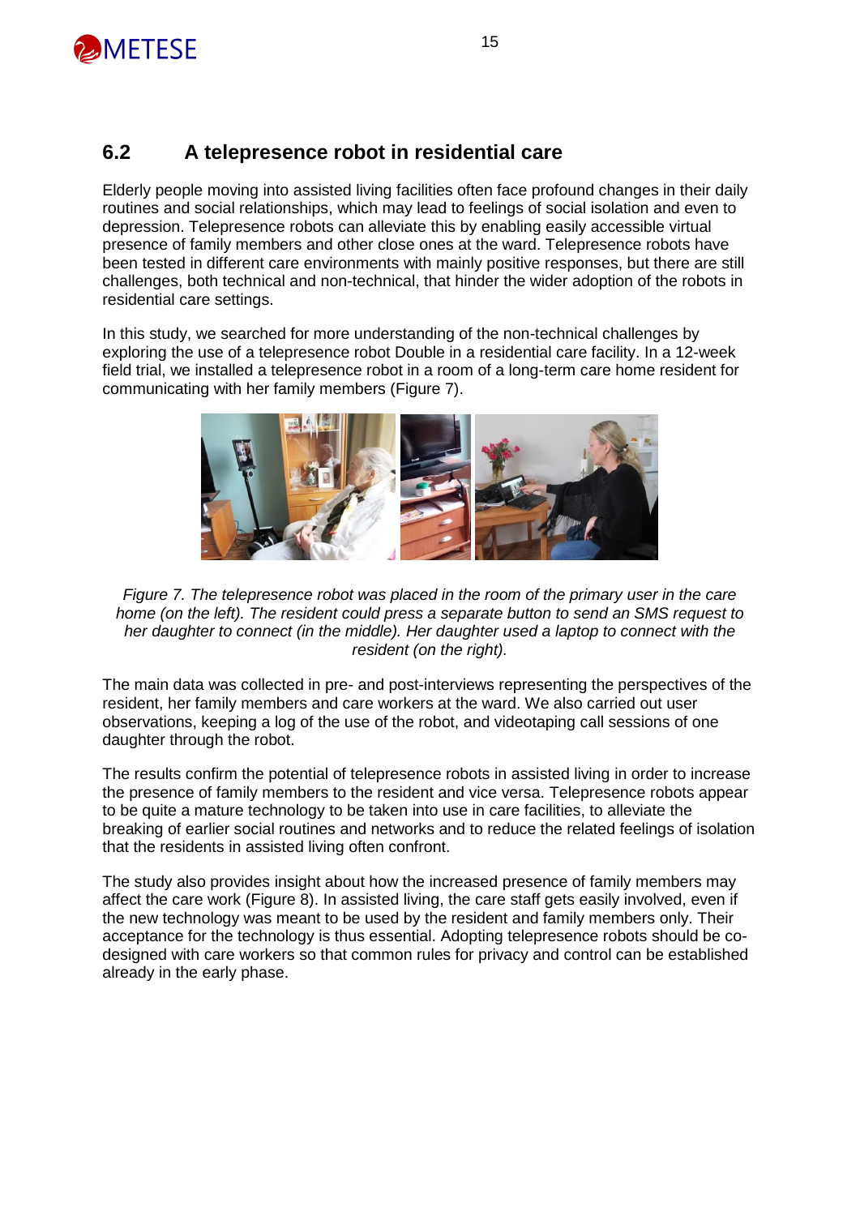## 6.2 A telepresence robot in residential care

Elderly people moving into assisted living facilities often face profound changes in their daily routines and social relationships, which may lead to feelings of social isolation and even to depression. Telepresence robots can alleviate this by enabling easily accessible virtual presence of family members and other close ones at the ward. Telepresence robots have been tested in different care environments with mainly positive responses, but there are still challenges, both technical and non-technical, that hinder the wider adoption of the robots in residential care settings.

In this study, we searched for more understanding of the non-technical challenges by exploring the use of a telepresence robot Double in a residential care facility. In a 12-week field trial, we installed a telepresence robot in a room of a long-term care home resident for communicating with her family members (Figure 7).

*Figure 7. The telepresence robot was placed in the room of the primary user in the care home (on the left). The resident could press a separate button to send an SMS request to her daughter to connect (in the middle). Her daughter used a laptop to connect with the resident (on the right).*

The main data was collected in pre- and post-interviews representing the perspectives of the resident, her family members and care workers at the ward. We also carried out user observations, keeping a log of the use of the robot, and videotaping call sessions of one daughter through the robot.

The results confirm the potential of telepresence robots in assisted living in order to increase the presence of family members to the resident and vice versa. Telepresence robots appear to be quite a mature technology to be taken into use in care facilities, to alleviate the breaking of earlier social routines and networks and to reduce the related feelings of isolation that the residents in assisted living often confront.

The study also provides insight about how the increased presence of family members may affect the care work (Figure 8). In assisted living, the care staff gets easily involved, even if the new technology was meant to be used by the resident and family members only. Their acceptance for the technology is thus essential. Adopting telepresence robots should be co-designed with care workers so that common rules for privacy and control can be established already in the early phase.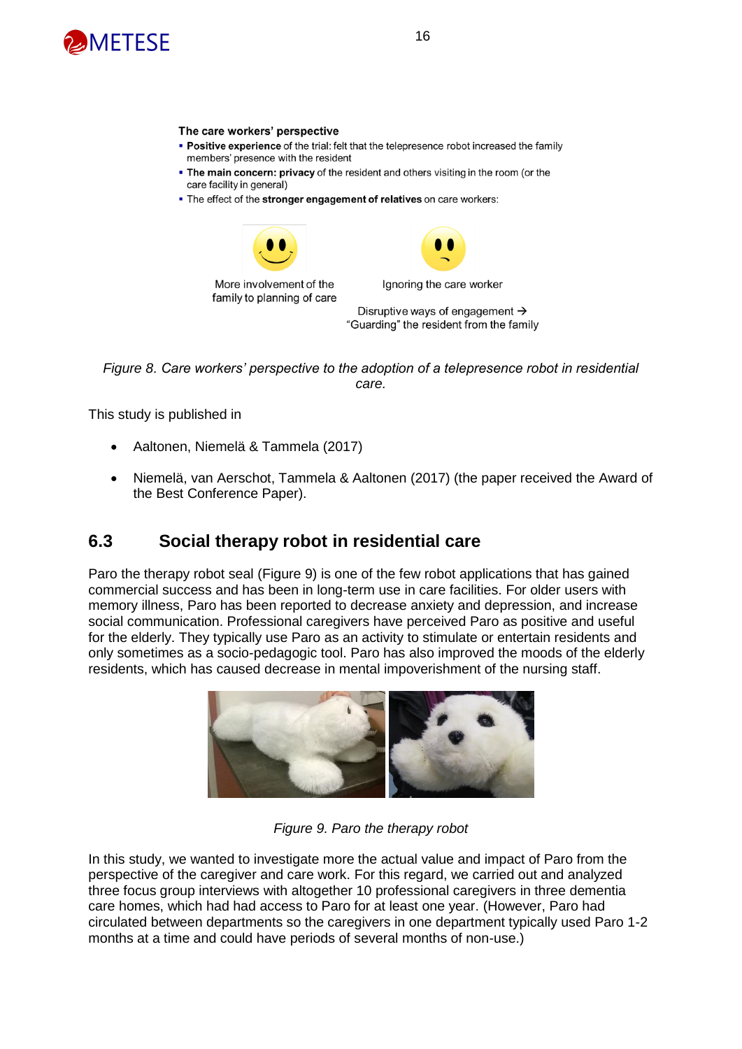**The care workers' perspective**

- **Positive experience** of the trial: felt that the telepresence robot increased the family members' presence with the resident
- **The main concern: privacy** of the resident and others visiting in the room (or the care facility in general)
- The effect of the **stronger engagement of relatives** on care workers:

More involvement of the family to planning of care

Ignoring the care worker

Disruptive ways of engagement → "Guarding" the resident from the family

*Figure 8. Care workers' perspective to the adoption of a telepresence robot in residential care.*

This study is published in

- Aaltonen, Niemelä & Tammela (2017)
- Niemelä, van Aerschot, Tammela & Aaltonen (2017) (the paper received the Award of the Best Conference Paper).

## 6.3 Social therapy robot in residential care

Paro the therapy robot seal (Figure 9) is one of the few robot applications that has gained commercial success and has been in long-term use in care facilities. For older users with memory illness, Paro has been reported to decrease anxiety and depression, and increase social communication. Professional caregivers have perceived Paro as positive and useful for the elderly. They typically use Paro as an activity to stimulate or entertain residents and only sometimes as a socio-pedagogic tool. Paro has also improved the moods of the elderly residents, which has caused decrease in mental impoverishment of the nursing staff.

*Figure 9. Paro the therapy robot*

In this study, we wanted to investigate more the actual value and impact of Paro from the perspective of the caregiver and care work. For this regard, we carried out and analyzed three focus group interviews with altogether 10 professional caregivers in three dementia care homes, which had had access to Paro for at least one year. (However, Paro had circulated between departments so the caregivers in one department typically used Paro 1-2 months at a time and could have periods of several months of non-use.)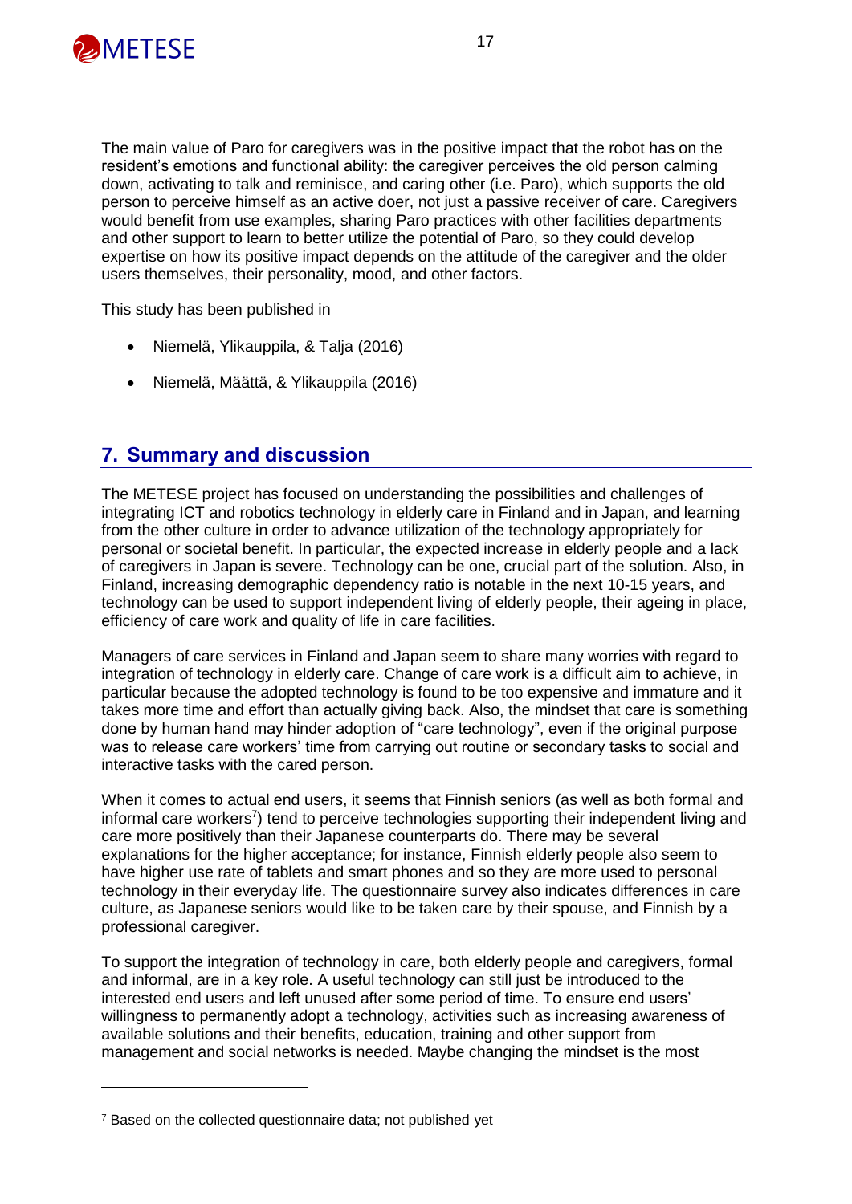The main value of Paro for caregivers was in the positive impact that the robot has on the resident's emotions and functional ability: the caregiver perceives the old person calming down, activating to talk and reminisce, and caring other (i.e. Paro), which supports the old person to perceive himself as an active doer, not just a passive receiver of care. Caregivers would benefit from use examples, sharing Paro practices with other facilities departments and other support to learn to better utilize the potential of Paro, so they could develop expertise on how its positive impact depends on the attitude of the caregiver and the older users themselves, their personality, mood, and other factors.

This study has been published in

- Niemelä, Ylikauppila, & Talja (2016)
- Niemelä, Määttä, & Ylikauppila (2016)

## 7. Summary and discussion

The METESE project has focused on understanding the possibilities and challenges of integrating ICT and robotics technology in elderly care in Finland and in Japan, and learning from the other culture in order to advance utilization of the technology appropriately for personal or societal benefit. In particular, the expected increase in elderly people and a lack of caregivers in Japan is severe. Technology can be one, crucial part of the solution. Also, in Finland, increasing demographic dependency ratio is notable in the next 10-15 years, and technology can be used to support independent living of elderly people, their ageing in place, efficiency of care work and quality of life in care facilities.

Managers of care services in Finland and Japan seem to share many worries with regard to integration of technology in elderly care. Change of care work is a difficult aim to achieve, in particular because the adopted technology is found to be too expensive and immature and it takes more time and effort than actually giving back. Also, the mindset that care is something done by human hand may hinder adoption of "care technology", even if the original purpose was to release care workers' time from carrying out routine or secondary tasks to social and interactive tasks with the cared person.

When it comes to actual end users, it seems that Finnish seniors (as well as both formal and informal care workers[7]) tend to perceive technologies supporting their independent living and care more positively than their Japanese counterparts do. There may be several explanations for the higher acceptance; for instance, Finnish elderly people also seem to have higher use rate of tablets and smart phones and so they are more used to personal technology in their everyday life. The questionnaire survey also indicates differences in care culture, as Japanese seniors would like to be taken care by their spouse, and Finnish by a professional caregiver.

To support the integration of technology in care, both elderly people and caregivers, formal and informal, are in a key role. A useful technology can still just be introduced to the interested end users and left unused after some period of time. To ensure end users' willingness to permanently adopt a technology, activities such as increasing awareness of available solutions and their benefits, education, training and other support from management and social networks is needed. Maybe changing the mindset is the most

[7] Based on the collected questionnaire data; not published yet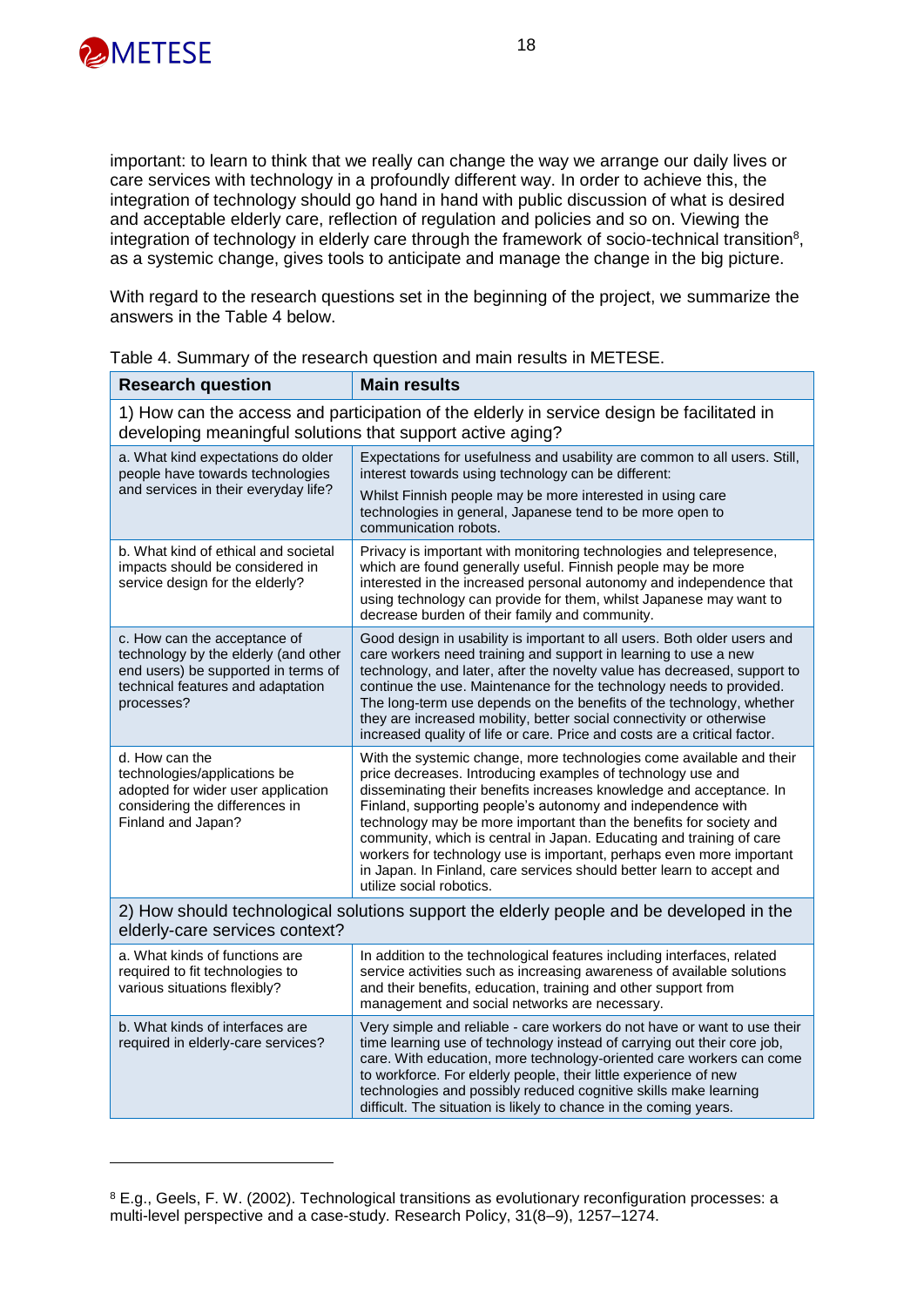important: to learn to think that we really can change the way we arrange our daily lives or care services with technology in a profoundly different way. In order to achieve this, the integration of technology should go hand in hand with public discussion of what is desired and acceptable elderly care, reflection of regulation and policies and so on. Viewing the integration of technology in elderly care through the framework of socio-technical transition[8], as a systemic change, gives tools to anticipate and manage the change in the big picture.

With regard to the research questions set in the beginning of the project, we summarize the answers in the Table 4 below.

Table 4. Summary of the research question and main results in METESE.

| Research question | Main results |
|---|---|
| 1) How can the access and participation of the elderly in service design be facilitated in developing meaningful solutions that support active aging? | |
| a. What kind expectations do older people have towards technologies and services in their everyday life? | Expectations for usefulness and usability are common to all users. Still, interest towards using technology can be different: Whilst Finnish people may be more interested in using care technologies in general, Japanese tend to be more open to communication robots. |
| b. What kind of ethical and societal impacts should be considered in service design for the elderly? | Privacy is important with monitoring technologies and telepresence, which are found generally useful. Finnish people may be more interested in the increased personal autonomy and independence that using technology can provide for them, whilst Japanese may want to decrease burden of their family and community. |
| c. How can the acceptance of technology by the elderly (and other end users) be supported in terms of technical features and adaptation processes? | Good design in usability is important to all users. Both older users and care workers need training and support in learning to use a new technology, and later, after the novelty value has decreased, support to continue the use. Maintenance for the technology needs to provided. The long-term use depends on the benefits of the technology, whether they are increased mobility, better social connectivity or otherwise increased quality of life or care. Price and costs are a critical factor. |
| d. How can the technologies/applications be adopted for wider user application considering the differences in Finland and Japan? | With the systemic change, more technologies come available and their price decreases. Introducing examples of technology use and disseminating their benefits increases knowledge and acceptance. In Finland, supporting people's autonomy and independence with technology may be more important than the benefits for society and community, which is central in Japan. Educating and training of care workers for technology use is important, perhaps even more important in Japan. In Finland, care services should better learn to accept and utilize social robotics. |
| 2) How should technological solutions support the elderly people and be developed in the elderly-care services context? | |
| a. What kinds of functions are required to fit technologies to various situations flexibly? | In addition to the technological features including interfaces, related service activities such as increasing awareness of available solutions and their benefits, education, training and other support from management and social networks are necessary. |
| b. What kinds of interfaces are required in elderly-care services? | Very simple and reliable - care workers do not have or want to use their time learning use of technology instead of carrying out their core job, care. With education, more technology-oriented care workers can come to workforce. For elderly people, their little experience of new technologies and possibly reduced cognitive skills make learning difficult. The situation is likely to chance in the coming years. |

[8] E.g., Geels, F. W. (2002). Technological transitions as evolutionary reconfiguration processes: a multi-level perspective and a case-study. Research Policy, 31(8–9), 1257–1274.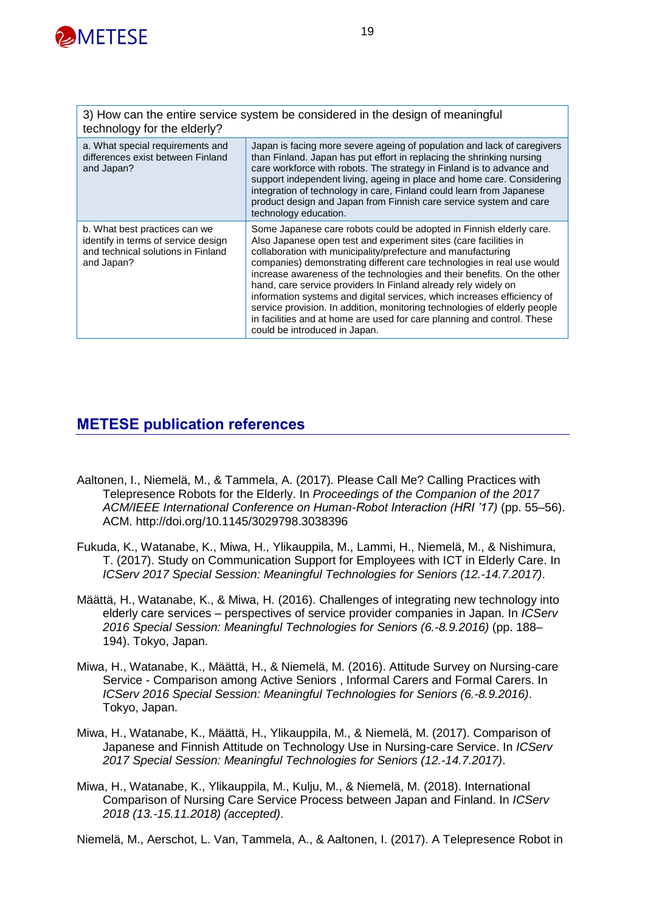| 3) How can the entire service system be considered in the design of meaningful technology for the elderly? | |
|---|---|
| a. What special requirements and differences exist between Finland and Japan? | Japan is facing more severe ageing of population and lack of caregivers than Finland. Japan has put effort in replacing the shrinking nursing care workforce with robots. The strategy in Finland is to advance and support independent living, ageing in place and home care. Considering integration of technology in care, Finland could learn from Japanese product design and Japan from Finnish care service system and care technology education. |
| b. What best practices can we identify in terms of service design and technical solutions in Finland and Japan? | Some Japanese care robots could be adopted in Finnish elderly care. Also Japanese open test and experiment sites (care facilities in collaboration with municipality/prefecture and manufacturing companies) demonstrating different care technologies in real use would increase awareness of the technologies and their benefits. On the other hand, care service providers In Finland already rely widely on information systems and digital services, which increases efficiency of service provision. In addition, monitoring technologies of elderly people in facilities and at home are used for care planning and control. These could be introduced in Japan. |

## METESE publication references

Aaltonen, I., Niemelä, M., & Tammela, A. (2017). Please Call Me? Calling Practices with Telepresence Robots for the Elderly. In *Proceedings of the Companion of the 2017 ACM/IEEE International Conference on Human-Robot Interaction (HRI '17)* (pp. 55–56). ACM. http://doi.org/10.1145/3029798.3038396

Fukuda, K., Watanabe, K., Miwa, H., Ylikauppila, M., Lammi, H., Niemelä, M., & Nishimura, T. (2017). Study on Communication Support for Employees with ICT in Elderly Care. In *ICServ 2017 Special Session: Meaningful Technologies for Seniors (12.-14.7.2017)*.

Määttä, H., Watanabe, K., & Miwa, H. (2016). Challenges of integrating new technology into elderly care services – perspectives of service provider companies in Japan. In *ICServ 2016 Special Session: Meaningful Technologies for Seniors (6.-8.9.2016)* (pp. 188–194). Tokyo, Japan.

Miwa, H., Watanabe, K., Määttä, H., & Niemelä, M. (2016). Attitude Survey on Nursing-care Service - Comparison among Active Seniors , Informal Carers and Formal Carers. In *ICServ 2016 Special Session: Meaningful Technologies for Seniors (6.-8.9.2016)*. Tokyo, Japan.

Miwa, H., Watanabe, K., Määttä, H., Ylikauppila, M., & Niemelä, M. (2017). Comparison of Japanese and Finnish Attitude on Technology Use in Nursing-care Service. In *ICServ 2017 Special Session: Meaningful Technologies for Seniors (12.-14.7.2017)*.

Miwa, H., Watanabe, K., Ylikauppila, M., Kulju, M., & Niemelä, M. (2018). International Comparison of Nursing Care Service Process between Japan and Finland. In *ICServ 2018 (13.-15.11.2018) (accepted)*.

Niemelä, M., Aerschot, L. Van, Tammela, A., & Aaltonen, I. (2017). A Telepresence Robot in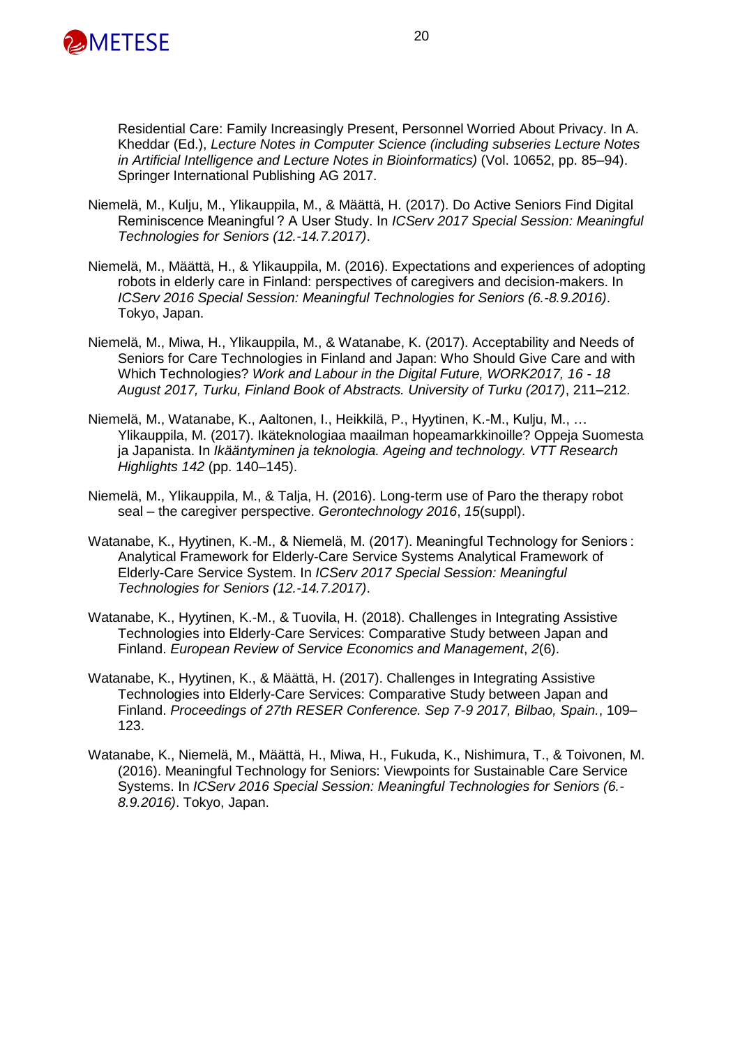Residential Care: Family Increasingly Present, Personnel Worried About Privacy. In A. Kheddar (Ed.), *Lecture Notes in Computer Science (including subseries Lecture Notes in Artificial Intelligence and Lecture Notes in Bioinformatics)* (Vol. 10652, pp. 85–94). Springer International Publishing AG 2017.

Niemelä, M., Kulju, M., Ylikauppila, M., & Määttä, H. (2017). Do Active Seniors Find Digital Reminiscence Meaningful ? A User Study. In *ICServ 2017 Special Session: Meaningful Technologies for Seniors (12.-14.7.2017)*.

Niemelä, M., Määttä, H., & Ylikauppila, M. (2016). Expectations and experiences of adopting robots in elderly care in Finland: perspectives of caregivers and decision-makers. In *ICServ 2016 Special Session: Meaningful Technologies for Seniors (6.-8.9.2016)*. Tokyo, Japan.

Niemelä, M., Miwa, H., Ylikauppila, M., & Watanabe, K. (2017). Acceptability and Needs of Seniors for Care Technologies in Finland and Japan: Who Should Give Care and with Which Technologies? *Work and Labour in the Digital Future, WORK2017, 16 - 18 August 2017, Turku, Finland Book of Abstracts. University of Turku (2017)*, 211–212.

Niemelä, M., Watanabe, K., Aaltonen, I., Heikkilä, P., Hyytinen, K.-M., Kulju, M., … Ylikauppila, M. (2017). Ikäteknologiaa maailman hopeamarkkinoille? Oppeja Suomesta ja Japanista. In *Ikääntyminen ja teknologia. Ageing and technology. VTT Research Highlights 142* (pp. 140–145).

Niemelä, M., Ylikauppila, M., & Talja, H. (2016). Long-term use of Paro the therapy robot seal – the caregiver perspective. *Gerontechnology 2016*, *15*(suppl).

Watanabe, K., Hyytinen, K.-M., & Niemelä, M. (2017). Meaningful Technology for Seniors : Analytical Framework for Elderly-Care Service Systems Analytical Framework of Elderly-Care Service System. In *ICServ 2017 Special Session: Meaningful Technologies for Seniors (12.-14.7.2017)*.

Watanabe, K., Hyytinen, K.-M., & Tuovila, H. (2018). Challenges in Integrating Assistive Technologies into Elderly-Care Services: Comparative Study between Japan and Finland. *European Review of Service Economics and Management*, *2*(6).

Watanabe, K., Hyytinen, K., & Määttä, H. (2017). Challenges in Integrating Assistive Technologies into Elderly-Care Services: Comparative Study between Japan and Finland. *Proceedings of 27th RESER Conference. Sep 7-9 2017, Bilbao, Spain.*, 109–123.

Watanabe, K., Niemelä, M., Määttä, H., Miwa, H., Fukuda, K., Nishimura, T., & Toivonen, M. (2016). Meaningful Technology for Seniors: Viewpoints for Sustainable Care Service Systems. In *ICServ 2016 Special Session: Meaningful Technologies for Seniors (6.-8.9.2016)*. Tokyo, Japan.